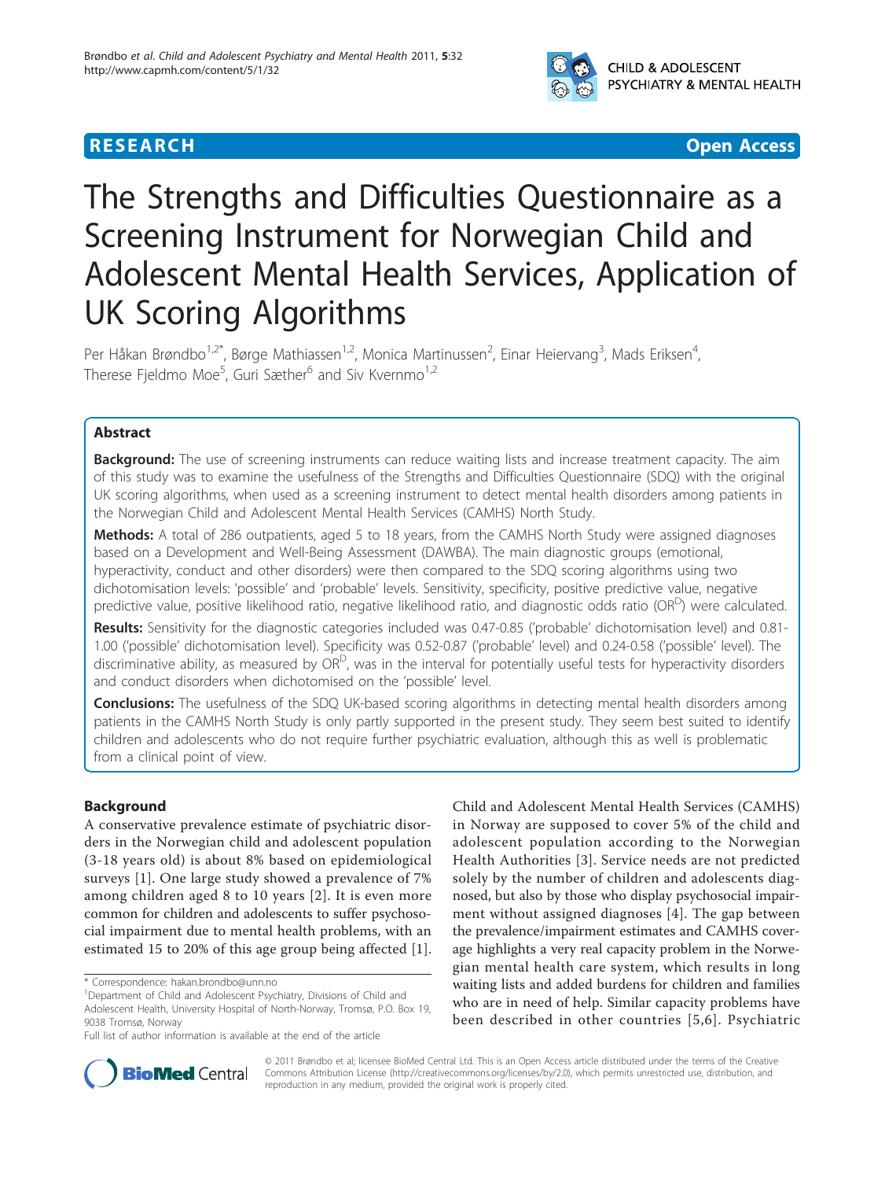RESEARCH Open Access

# The Strengths and Difficulties Questionnaire as a Screening Instrument for Norwegian Child and Adolescent Mental Health Services, Application of UK Scoring Algorithms

Per Håkan Brøndbo[1,2*], Børge Mathiassen[1,2], Monica Martinussen[2], Einar Heiervang[3], Mads Eriksen[4], Therese Fjeldmo Moe[5], Guri Sæther[6] and Siv Kvernmo[1,2]

## Abstract

**Background:** The use of screening instruments can reduce waiting lists and increase treatment capacity. The aim of this study was to examine the usefulness of the Strengths and Difficulties Questionnaire (SDQ) with the original UK scoring algorithms, when used as a screening instrument to detect mental health disorders among patients in the Norwegian Child and Adolescent Mental Health Services (CAMHS) North Study.

**Methods:** A total of 286 outpatients, aged 5 to 18 years, from the CAMHS North Study were assigned diagnoses based on a Development and Well-Being Assessment (DAWBA). The main diagnostic groups (emotional, hyperactivity, conduct and other disorders) were then compared to the SDQ scoring algorithms using two dichotomisation levels: 'possible' and 'probable' levels. Sensitivity, specificity, positive predictive value, negative predictive value, positive likelihood ratio, negative likelihood ratio, and diagnostic odds ratio ($OR^D$) were calculated.

**Results:** Sensitivity for the diagnostic categories included was 0.47-0.85 ('probable' dichotomisation level) and 0.81-1.00 ('possible' dichotomisation level). Specificity was 0.52-0.87 ('probable' level) and 0.24-0.58 ('possible' level). The discriminative ability, as measured by $OR^D$, was in the interval for potentially useful tests for hyperactivity disorders and conduct disorders when dichotomised on the 'possible' level.

**Conclusions:** The usefulness of the SDQ UK-based scoring algorithms in detecting mental health disorders among patients in the CAMHS North Study is only partly supported in the present study. They seem best suited to identify children and adolescents who do not require further psychiatric evaluation, although this as well is problematic from a clinical point of view.

## Background

A conservative prevalence estimate of psychiatric disorders in the Norwegian child and adolescent population (3-18 years old) is about 8% based on epidemiological surveys [1]. One large study showed a prevalence of 7% among children aged 8 to 10 years [2]. It is even more common for children and adolescents to suffer psychosocial impairment due to mental health problems, with an estimated 15 to 20% of this age group being affected [1]. Child and Adolescent Mental Health Services (CAMHS) in Norway are supposed to cover 5% of the child and adolescent population according to the Norwegian Health Authorities [3]. Service needs are not predicted solely by the number of children and adolescents diagnosed, but also by those who display psychosocial impairment without assigned diagnoses [4]. The gap between the prevalence/impairment estimates and CAMHS coverage highlights a very real capacity problem in the Norwegian mental health care system, which results in long waiting lists and added burdens for children and families who are in need of help. Similar capacity problems have been described in other countries [5,6]. Psychiatric

\* Correspondence: hakan.brondbo@unn.no
[1]Department of Child and Adolescent Psychiatry, Divisions of Child and Adolescent Health, University Hospital of North-Norway, Tromsø, P.O. Box 19, 9038 Tromsø, Norway
Full list of author information is available at the end of the article

© 2011 Brøndbo et al; licensee BioMed Central Ltd. This is an Open Access article distributed under the terms of the Creative Commons Attribution License (http://creativecommons.org/licenses/by/2.0), which permits unrestricted use, distribution, and reproduction in any medium, provided the original work is properly cited.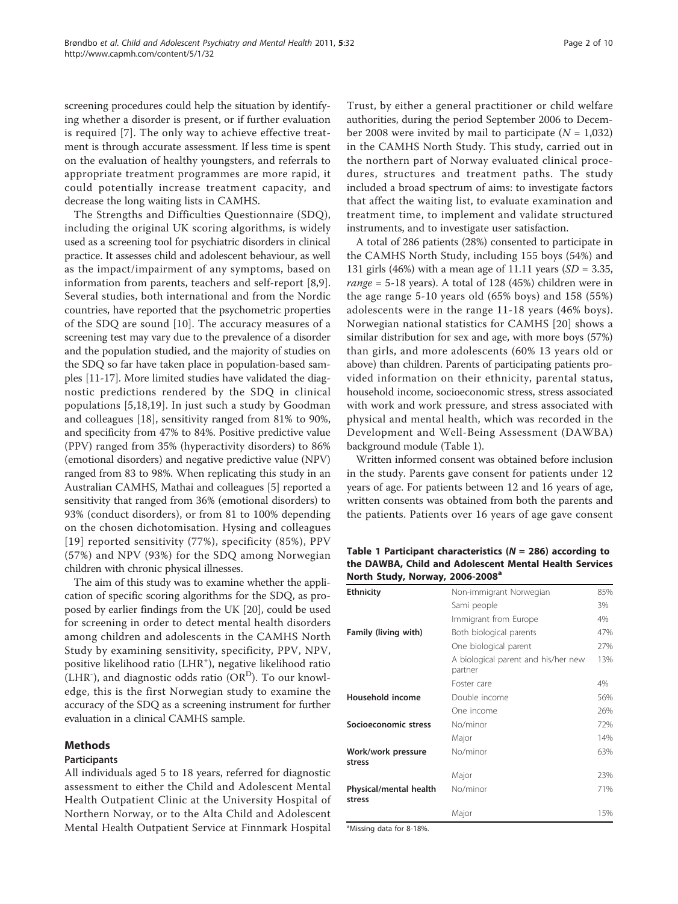screening procedures could help the situation by identifying whether a disorder is present, or if further evaluation is required [7]. The only way to achieve effective treatment is through accurate assessment. If less time is spent on the evaluation of healthy youngsters, and referrals to appropriate treatment programmes are more rapid, it could potentially increase treatment capacity, and decrease the long waiting lists in CAMHS.

The Strengths and Difficulties Questionnaire (SDQ), including the original UK scoring algorithms, is widely used as a screening tool for psychiatric disorders in clinical practice. It assesses child and adolescent behaviour, as well as the impact/impairment of any symptoms, based on information from parents, teachers and self-report [8,9]. Several studies, both international and from the Nordic countries, have reported that the psychometric properties of the SDQ are sound [10]. The accuracy measures of a screening test may vary due to the prevalence of a disorder and the population studied, and the majority of studies on the SDQ so far have taken place in population-based samples [11-17]. More limited studies have validated the diagnostic predictions rendered by the SDQ in clinical populations [5,18,19]. In just such a study by Goodman and colleagues [18], sensitivity ranged from 81% to 90%, and specificity from 47% to 84%. Positive predictive value (PPV) ranged from 35% (hyperactivity disorders) to 86% (emotional disorders) and negative predictive value (NPV) ranged from 83 to 98%. When replicating this study in an Australian CAMHS, Mathai and colleagues [5] reported a sensitivity that ranged from 36% (emotional disorders) to 93% (conduct disorders), or from 81 to 100% depending on the chosen dichotomisation. Hysing and colleagues [19] reported sensitivity (77%), specificity (85%), PPV (57%) and NPV (93%) for the SDQ among Norwegian children with chronic physical illnesses.

The aim of this study was to examine whether the application of specific scoring algorithms for the SDQ, as proposed by earlier findings from the UK [20], could be used for screening in order to detect mental health disorders among children and adolescents in the CAMHS North Study by examining sensitivity, specificity, PPV, NPV, positive likelihood ratio ($LHR^{+}$), negative likelihood ratio ($LHR^{-}$), and diagnostic odds ratio ($OR^{D}$). To our knowledge, this is the first Norwegian study to examine the accuracy of the SDQ as a screening instrument for further evaluation in a clinical CAMHS sample.

## Methods

### Participants

All individuals aged 5 to 18 years, referred for diagnostic assessment to either the Child and Adolescent Mental Health Outpatient Clinic at the University Hospital of Northern Norway, or to the Alta Child and Adolescent Mental Health Outpatient Service at Finnmark Hospital Trust, by either a general practitioner or child welfare authorities, during the period September 2006 to December 2008 were invited by mail to participate ($N = 1,032$) in the CAMHS North Study. This study, carried out in the northern part of Norway evaluated clinical procedures, structures and treatment paths. The study included a broad spectrum of aims: to investigate factors that affect the waiting list, to evaluate examination and treatment time, to implement and validate structured instruments, and to investigate user satisfaction.

A total of 286 patients (28%) consented to participate in the CAMHS North Study, including 155 boys (54%) and 131 girls (46%) with a mean age of 11.11 years ($SD = 3.35$, *range* = 5-18 years). A total of 128 (45%) children were in the age range 5-10 years old (65% boys) and 158 (55%) adolescents were in the range 11-18 years (46% boys). Norwegian national statistics for CAMHS [20] shows a similar distribution for sex and age, with more boys (57%) than girls, and more adolescents (60% 13 years old or above) than children. Parents of participating patients provided information on their ethnicity, parental status, household income, socioeconomic stress, stress associated with work and work pressure, and stress associated with physical and mental health, which was recorded in the Development and Well-Being Assessment (DAWBA) background module (Table 1).

Written informed consent was obtained before inclusion in the study. Parents gave consent for patients under 12 years of age. For patients between 12 and 16 years of age, written consents was obtained from both the parents and the patients. Patients over 16 years of age gave consent

**Table 1 Participant characteristics ($N = 286$) according to the DAWBA, Child and Adolescent Mental Health Services North Study, Norway, 2006-2008[a]**

| | | |
|---|---|---|
| **Ethnicity** | Non-immigrant Norwegian | 85% |
| | Sami people | 3% |
| | Immigrant from Europe | 4% |
| **Family (living with)** | Both biological parents | 47% |
| | One biological parent | 27% |
| | A biological parent and his/her new partner | 13% |
| | Foster care | 4% |
| **Household income** | Double income | 56% |
| | One income | 26% |
| **Socioeconomic stress** | No/minor | 72% |
| | Major | 14% |
| **Work/work pressure stress** | No/minor | 63% |
| | Major | 23% |
| **Physical/mental health stress** | No/minor | 71% |
| | Major | 15% |

[a]Missing data for 8-18%.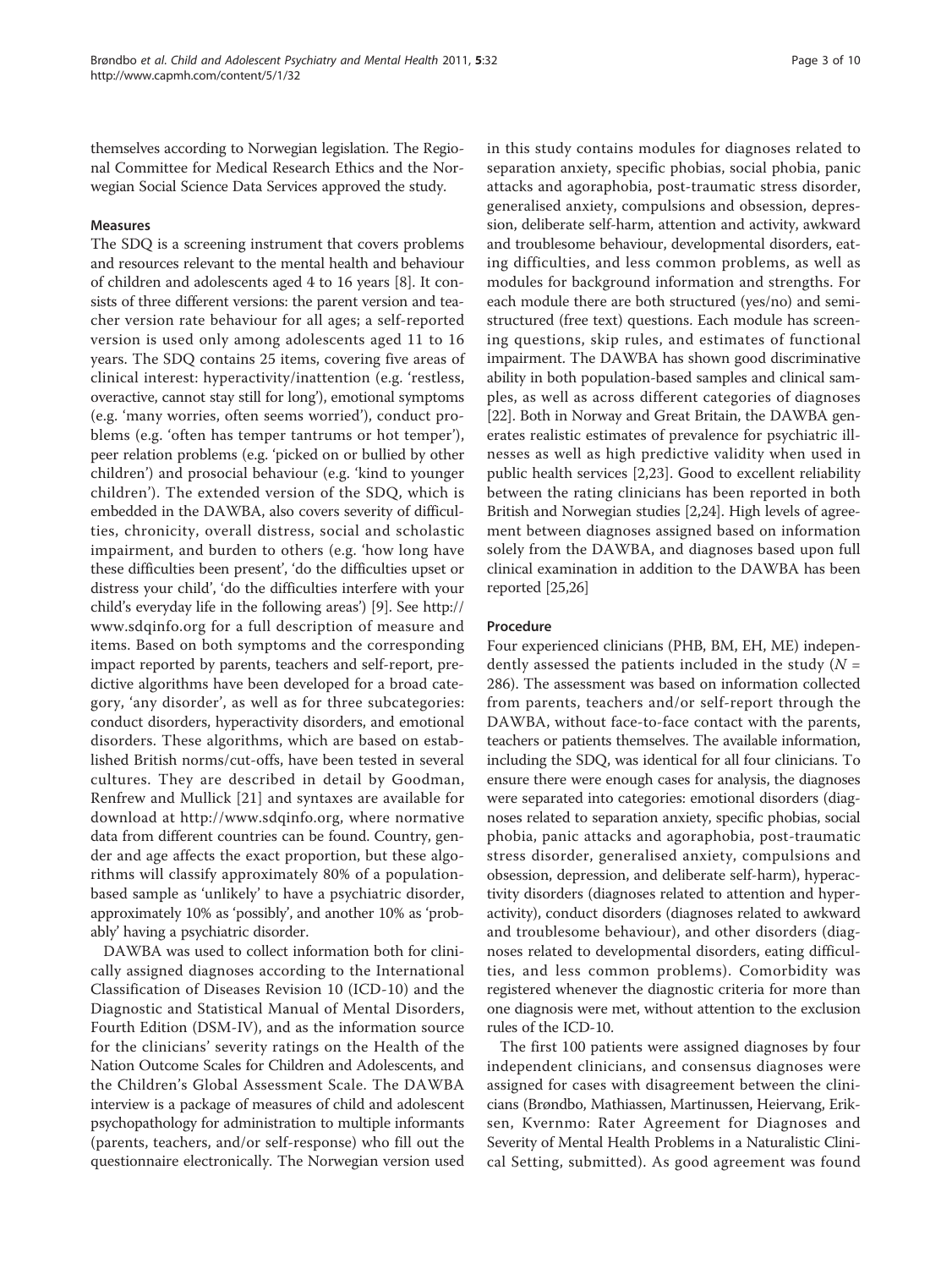themselves according to Norwegian legislation. The Regional Committee for Medical Research Ethics and the Norwegian Social Science Data Services approved the study.

### Measures

The SDQ is a screening instrument that covers problems and resources relevant to the mental health and behaviour of children and adolescents aged 4 to 16 years [8]. It consists of three different versions: the parent version and teacher version rate behaviour for all ages; a self-reported version is used only among adolescents aged 11 to 16 years. The SDQ contains 25 items, covering five areas of clinical interest: hyperactivity/inattention (e.g. 'restless, overactive, cannot stay still for long'), emotional symptoms (e.g. 'many worries, often seems worried'), conduct problems (e.g. 'often has temper tantrums or hot temper'), peer relation problems (e.g. 'picked on or bullied by other children') and prosocial behaviour (e.g. 'kind to younger children'). The extended version of the SDQ, which is embedded in the DAWBA, also covers severity of difficulties, chronicity, overall distress, social and scholastic impairment, and burden to others (e.g. 'how long have these difficulties been present', 'do the difficulties upset or distress your child', 'do the difficulties interfere with your child's everyday life in the following areas') [9]. See http://www.sdqinfo.org for a full description of measure and items. Based on both symptoms and the corresponding impact reported by parents, teachers and self-report, predictive algorithms have been developed for a broad category, 'any disorder', as well as for three subcategories: conduct disorders, hyperactivity disorders, and emotional disorders. These algorithms, which are based on established British norms/cut-offs, have been tested in several cultures. They are described in detail by Goodman, Renfrew and Mullick [21] and syntaxes are available for download at http://www.sdqinfo.org, where normative data from different countries can be found. Country, gender and age affects the exact proportion, but these algorithms will classify approximately 80% of a population-based sample as 'unlikely' to have a psychiatric disorder, approximately 10% as 'possibly', and another 10% as 'probably' having a psychiatric disorder.

DAWBA was used to collect information both for clinically assigned diagnoses according to the International Classification of Diseases Revision 10 (ICD-10) and the Diagnostic and Statistical Manual of Mental Disorders, Fourth Edition (DSM-IV), and as the information source for the clinicians' severity ratings on the Health of the Nation Outcome Scales for Children and Adolescents, and the Children's Global Assessment Scale. The DAWBA interview is a package of measures of child and adolescent psychopathology for administration to multiple informants (parents, teachers, and/or self-response) who fill out the questionnaire electronically. The Norwegian version used in this study contains modules for diagnoses related to separation anxiety, specific phobias, social phobia, panic attacks and agoraphobia, post-traumatic stress disorder, generalised anxiety, compulsions and obsession, depression, deliberate self-harm, attention and activity, awkward and troublesome behaviour, developmental disorders, eating difficulties, and less common problems, as well as modules for background information and strengths. For each module there are both structured (yes/no) and semi-structured (free text) questions. Each module has screening questions, skip rules, and estimates of functional impairment. The DAWBA has shown good discriminative ability in both population-based samples and clinical samples, as well as across different categories of diagnoses [22]. Both in Norway and Great Britain, the DAWBA generates realistic estimates of prevalence for psychiatric illnesses as well as high predictive validity when used in public health services [2,23]. Good to excellent reliability between the rating clinicians has been reported in both British and Norwegian studies [2,24]. High levels of agreement between diagnoses assigned based on information solely from the DAWBA, and diagnoses based upon full clinical examination in addition to the DAWBA has been reported [25,26]

### Procedure

Four experienced clinicians (PHB, BM, EH, ME) independently assessed the patients included in the study ($N$ = 286). The assessment was based on information collected from parents, teachers and/or self-report through the DAWBA, without face-to-face contact with the parents, teachers or patients themselves. The available information, including the SDQ, was identical for all four clinicians. To ensure there were enough cases for analysis, the diagnoses were separated into categories: emotional disorders (diagnoses related to separation anxiety, specific phobias, social phobia, panic attacks and agoraphobia, post-traumatic stress disorder, generalised anxiety, compulsions and obsession, depression, and deliberate self-harm), hyperactivity disorders (diagnoses related to attention and hyperactivity), conduct disorders (diagnoses related to awkward and troublesome behaviour), and other disorders (diagnoses related to developmental disorders, eating difficulties, and less common problems). Comorbidity was registered whenever the diagnostic criteria for more than one diagnosis were met, without attention to the exclusion rules of the ICD-10.

The first 100 patients were assigned diagnoses by four independent clinicians, and consensus diagnoses were assigned for cases with disagreement between the clinicians (Brøndbo, Mathiassen, Martinussen, Heiervang, Eriksen, Kvernmo: Rater Agreement for Diagnoses and Severity of Mental Health Problems in a Naturalistic Clinical Setting, submitted). As good agreement was found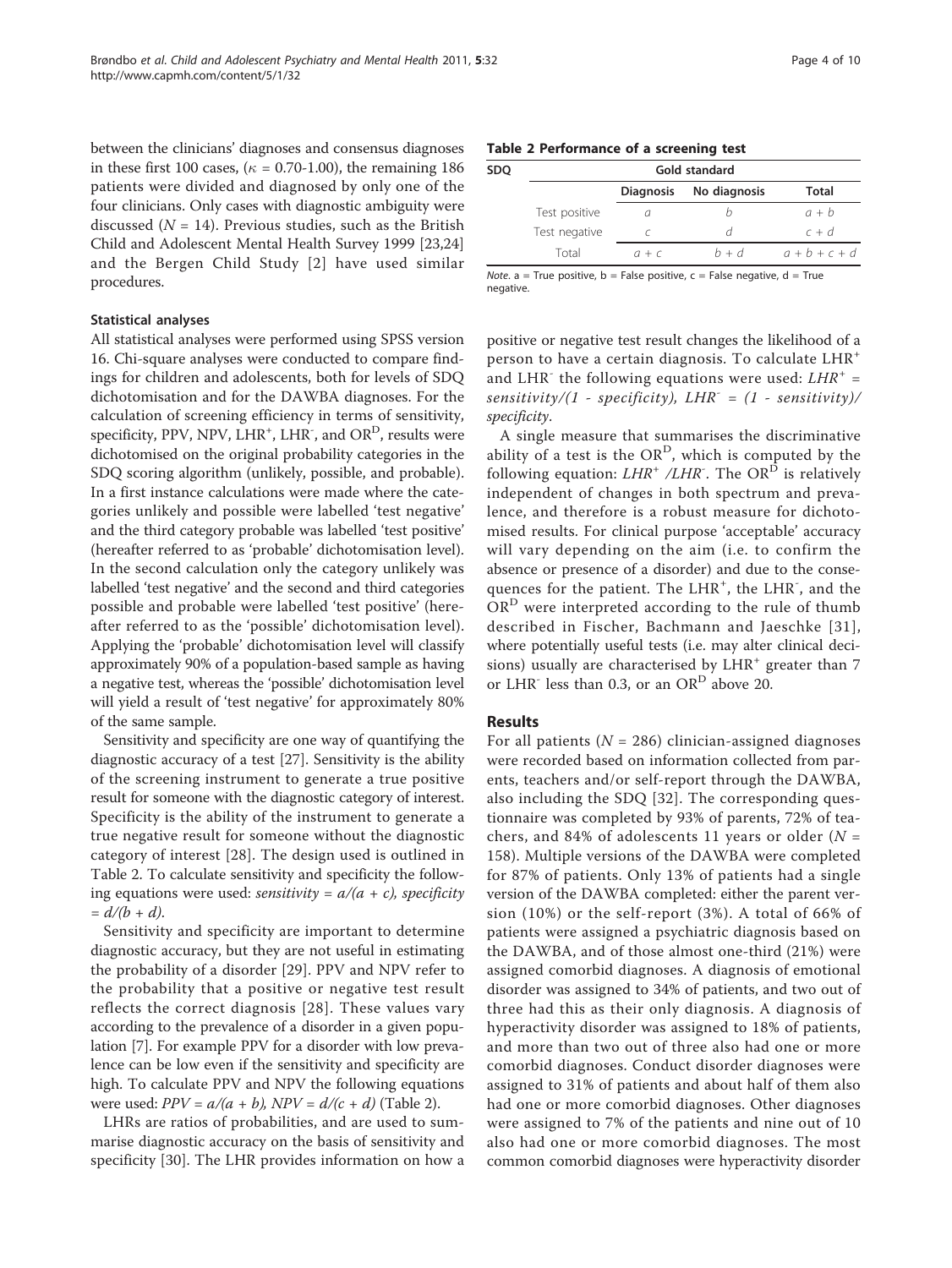between the clinicians' diagnoses and consensus diagnoses in these first 100 cases, ($\kappa$ = 0.70-1.00), the remaining 186 patients were divided and diagnosed by only one of the four clinicians. Only cases with diagnostic ambiguity were discussed ($N$ = 14). Previous studies, such as the British Child and Adolescent Mental Health Survey 1999 [23,24] and the Bergen Child Study [2] have used similar procedures.

### Statistical analyses

All statistical analyses were performed using SPSS version 16. Chi-square analyses were conducted to compare findings for children and adolescents, both for levels of SDQ dichotomisation and for the DAWBA diagnoses. For the calculation of screening efficiency in terms of sensitivity, specificity, PPV, NPV, $LHR^+$, $LHR^-$, and $OR^D$, results were dichotomised on the original probability categories in the SDQ scoring algorithm (unlikely, possible, and probable). In a first instance calculations were made where the categories unlikely and possible were labelled 'test negative' and the third category probable was labelled 'test positive' (hereafter referred to as 'probable' dichotomisation level). In the second calculation only the category unlikely was labelled 'test negative' and the second and third categories possible and probable were labelled 'test positive' (hereafter referred to as the 'possible' dichotomisation level). Applying the 'probable' dichotomisation level will classify approximately 90% of a population-based sample as having a negative test, whereas the 'possible' dichotomisation level will yield a result of 'test negative' for approximately 80% of the same sample.

Sensitivity and specificity are one way of quantifying the diagnostic accuracy of a test [27]. Sensitivity is the ability of the screening instrument to generate a true positive result for someone with the diagnostic category of interest. Specificity is the ability of the instrument to generate a true negative result for someone without the diagnostic category of interest [28]. The design used is outlined in Table 2. To calculate sensitivity and specificity the following equations were used: *sensitivity* $= a/(a + c)$, *specificity* $= d/(b + d)$.

Sensitivity and specificity are important to determine diagnostic accuracy, but they are not useful in estimating the probability of a disorder [29]. PPV and NPV refer to the probability that a positive or negative test result reflects the correct diagnosis [28]. These values vary according to the prevalence of a disorder in a given population [7]. For example PPV for a disorder with low prevalence can be low even if the sensitivity and specificity are high. To calculate PPV and NPV the following equations were used: $PPV = a/(a + b)$, $NPV = d/(c + d)$ (Table 2).

LHRs are ratios of probabilities, and are used to summarise diagnostic accuracy on the basis of sensitivity and specificity [30]. The LHR provides information on how a positive or negative test result changes the likelihood of a person to have a certain diagnosis. To calculate $LHR^+$ and $LHR^-$ the following equations were used: $LHR^+ = sensitivity/(1 - specificity)$, $LHR^- = (1 - sensitivity)/specificity$.

**Table 2 Performance of a screening test**

| SDQ | Gold standard | | |
|---|---|---|---|
| | Diagnosis | No diagnosis | Total |
| Test positive | $a$ | $b$ | $a + b$ |
| Test negative | $c$ | $d$ | $c + d$ |
| Total | $a + c$ | $b + d$ | $a + b + c + d$ |

*Note.* a = True positive, b = False positive, c = False negative, d = True negative.

A single measure that summarises the discriminative ability of a test is the $OR^D$, which is computed by the following equation: $LHR^+ / LHR^-$. The $OR^D$ is relatively independent of changes in both spectrum and prevalence, and therefore is a robust measure for dichotomised results. For clinical purpose 'acceptable' accuracy will vary depending on the aim (i.e. to confirm the absence or presence of a disorder) and due to the consequences for the patient. The $LHR^+$, the $LHR^-$, and the $OR^D$ were interpreted according to the rule of thumb described in Fischer, Bachmann and Jaeschke [31], where potentially useful tests (i.e. may alter clinical decisions) usually are characterised by $LHR^+$ greater than 7 or $LHR^-$ less than 0.3, or an $OR^D$ above 20.

## Results

For all patients ($N$ = 286) clinician-assigned diagnoses were recorded based on information collected from parents, teachers and/or self-report through the DAWBA, also including the SDQ [32]. The corresponding questionnaire was completed by 93% of parents, 72% of teachers, and 84% of adolescents 11 years or older ($N$ = 158). Multiple versions of the DAWBA were completed for 87% of patients. Only 13% of patients had a single version of the DAWBA completed: either the parent version (10%) or the self-report (3%). A total of 66% of patients were assigned a psychiatric diagnosis based on the DAWBA, and of those almost one-third (21%) were assigned comorbid diagnoses. A diagnosis of emotional disorder was assigned to 34% of patients, and two out of three had this as their only diagnosis. A diagnosis of hyperactivity disorder was assigned to 18% of patients, and more than two out of three also had one or more comorbid diagnoses. Conduct disorder diagnoses were assigned to 31% of patients and about half of them also had one or more comorbid diagnoses. Other diagnoses were assigned to 7% of the patients and nine out of 10 also had one or more comorbid diagnoses. The most common comorbid diagnoses were hyperactivity disorder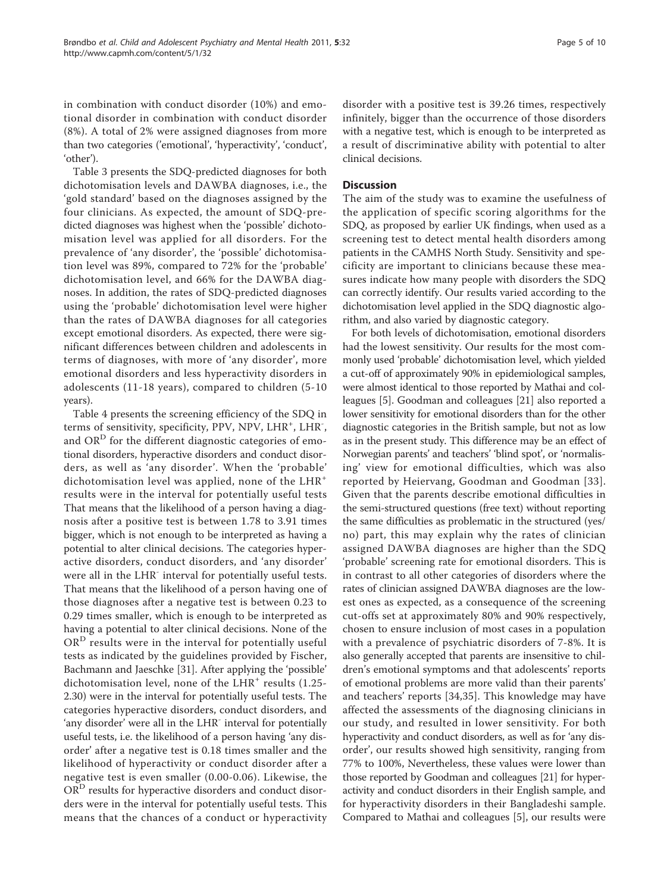in combination with conduct disorder (10%) and emotional disorder in combination with conduct disorder (8%). A total of 2% were assigned diagnoses from more than two categories ('emotional', 'hyperactivity', 'conduct', 'other').

Table 3 presents the SDQ-predicted diagnoses for both dichotomisation levels and DAWBA diagnoses, i.e., the 'gold standard' based on the diagnoses assigned by the four clinicians. As expected, the amount of SDQ-predicted diagnoses was highest when the 'possible' dichotomisation level was applied for all disorders. For the prevalence of 'any disorder', the 'possible' dichotomisation level was 89%, compared to 72% for the 'probable' dichotomisation level, and 66% for the DAWBA diagnoses. In addition, the rates of SDQ-predicted diagnoses using the 'probable' dichotomisation level were higher than the rates of DAWBA diagnoses for all categories except emotional disorders. As expected, there were significant differences between children and adolescents in terms of diagnoses, with more of 'any disorder', more emotional disorders and less hyperactivity disorders in adolescents (11-18 years), compared to children (5-10 years).

Table 4 presents the screening efficiency of the SDQ in terms of sensitivity, specificity, PPV, NPV, $LHR^+$, $LHR^-$, and $OR^D$ for the different diagnostic categories of emotional disorders, hyperactive disorders and conduct disorders, as well as 'any disorder'. When the 'probable' dichotomisation level was applied, none of the $LHR^+$ results were in the interval for potentially useful tests That means that the likelihood of a person having a diagnosis after a positive test is between 1.78 to 3.91 times bigger, which is not enough to be interpreted as having a potential to alter clinical decisions. The categories hyperactive disorders, conduct disorders, and 'any disorder' were all in the $LHR^-$ interval for potentially useful tests. That means that the likelihood of a person having one of those diagnoses after a negative test is between 0.23 to 0.29 times smaller, which is enough to be interpreted as having a potential to alter clinical decisions. None of the $OR^D$ results were in the interval for potentially useful tests as indicated by the guidelines provided by Fischer, Bachmann and Jaeschke [31]. After applying the 'possible' dichotomisation level, none of the $LHR^+$ results (1.25-2.30) were in the interval for potentially useful tests. The categories hyperactive disorders, conduct disorders, and 'any disorder' were all in the $LHR^-$ interval for potentially useful tests, i.e. the likelihood of a person having 'any disorder' after a negative test is 0.18 times smaller and the likelihood of hyperactivity or conduct disorder after a negative test is even smaller (0.00-0.06). Likewise, the $OR^D$ results for hyperactive disorders and conduct disorders were in the interval for potentially useful tests. This means that the chances of a conduct or hyperactivity disorder with a positive test is 39.26 times, respectively infinitely, bigger than the occurrence of those disorders with a negative test, which is enough to be interpreted as a result of discriminative ability with potential to alter clinical decisions.

## Discussion

The aim of the study was to examine the usefulness of the application of specific scoring algorithms for the SDQ, as proposed by earlier UK findings, when used as a screening test to detect mental health disorders among patients in the CAMHS North Study. Sensitivity and specificity are important to clinicians because these measures indicate how many people with disorders the SDQ can correctly identify. Our results varied according to the dichotomisation level applied in the SDQ diagnostic algorithm, and also varied by diagnostic category.

For both levels of dichotomisation, emotional disorders had the lowest sensitivity. Our results for the most commonly used 'probable' dichotomisation level, which yielded a cut-off of approximately 90% in epidemiological samples, were almost identical to those reported by Mathai and colleagues [5]. Goodman and colleagues [21] also reported a lower sensitivity for emotional disorders than for the other diagnostic categories in the British sample, but not as low as in the present study. This difference may be an effect of Norwegian parents' and teachers' 'blind spot', or 'normalising' view for emotional difficulties, which was also reported by Heiervang, Goodman and Goodman [33]. Given that the parents describe emotional difficulties in the semi-structured questions (free text) without reporting the same difficulties as problematic in the structured (yes/no) part, this may explain why the rates of clinician assigned DAWBA diagnoses are higher than the SDQ 'probable' screening rate for emotional disorders. This is in contrast to all other categories of disorders where the rates of clinician assigned DAWBA diagnoses are the lowest ones as expected, as a consequence of the screening cut-offs set at approximately 80% and 90% respectively, chosen to ensure inclusion of most cases in a population with a prevalence of psychiatric disorders of 7-8%. It is also generally accepted that parents are insensitive to children's emotional symptoms and that adolescents' reports of emotional problems are more valid than their parents' and teachers' reports [34,35]. This knowledge may have affected the assessments of the diagnosing clinicians in our study, and resulted in lower sensitivity. For both hyperactivity and conduct disorders, as well as for 'any disorder', our results showed high sensitivity, ranging from 77% to 100%, Nevertheless, these values were lower than those reported by Goodman and colleagues [21] for hyperactivity and conduct disorders in their English sample, and for hyperactivity disorders in their Bangladeshi sample. Compared to Mathai and colleagues [5], our results were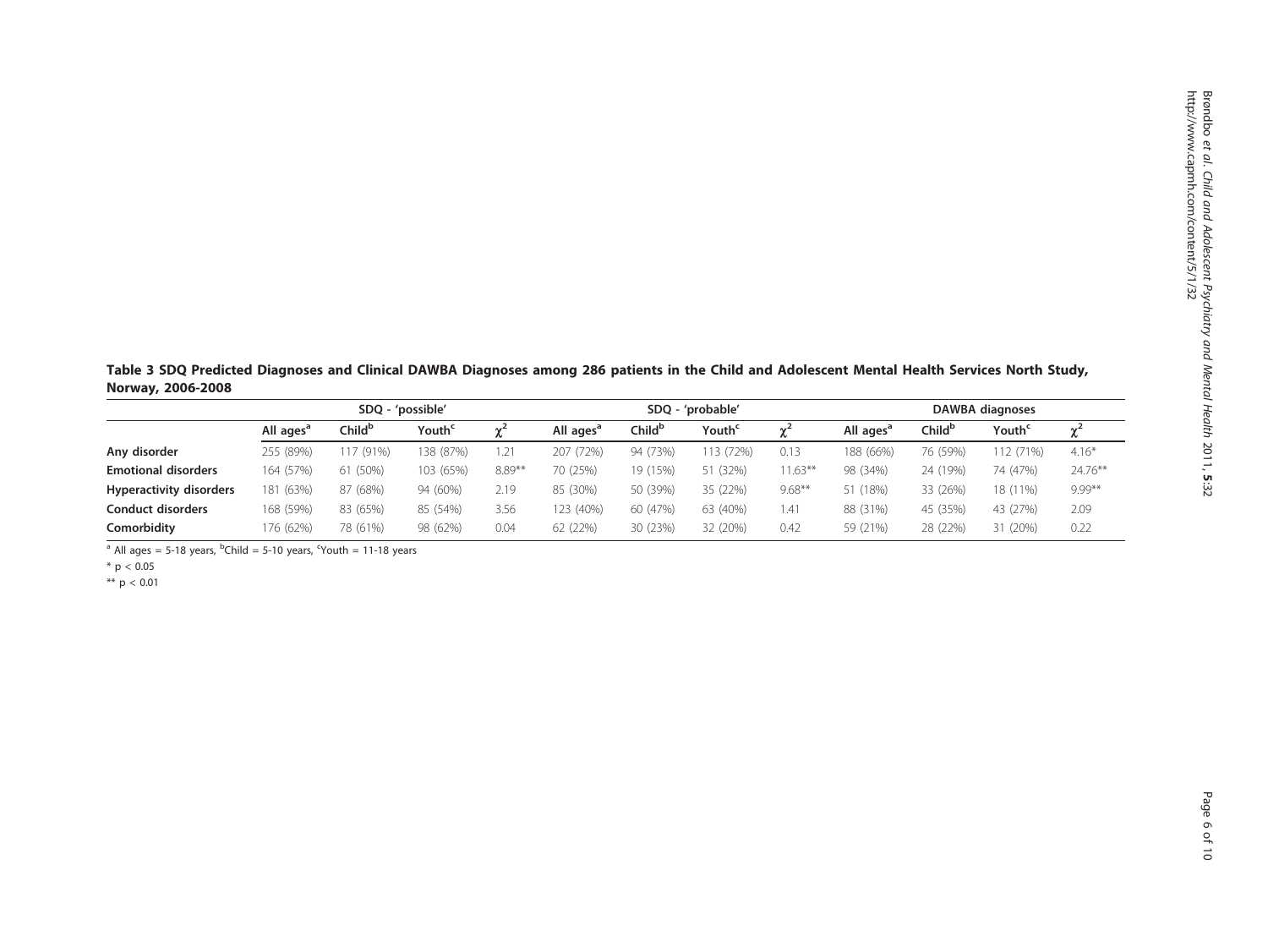**Table 3 SDQ Predicted Diagnoses and Clinical DAWBA Diagnoses among 286 patients in the Child and Adolescent Mental Health Services North Study, Norway, 2006-2008**

| | SDQ - 'possible' | | | | SDQ - 'probable' | | | | DAWBA diagnoses | | | |
|---|---|---|---|---|---|---|---|---|---|---|---|---|
| | All ages[a] | Child[b] | Youth[c] | $\chi^2$ | All ages[a] | Child[b] | Youth[c] | $\chi^2$ | All ages[a] | Child[b] | Youth[c] | $\chi^2$ |
| **Any disorder** | 255 (89%) | 117 (91%) | 138 (87%) | 1.21 | 207 (72%) | 94 (73%) | 113 (72%) | 0.13 | 188 (66%) | 76 (59%) | 112 (71%) | 4.16* |
| **Emotional disorders** | 164 (57%) | 61 (50%) | 103 (65%) | 8.89** | 70 (25%) | 19 (15%) | 51 (32%) | 11.63** | 98 (34%) | 24 (19%) | 74 (47%) | 24.76** |
| **Hyperactivity disorders** | 181 (63%) | 87 (68%) | 94 (60%) | 2.19 | 85 (30%) | 50 (39%) | 35 (22%) | 9.68** | 51 (18%) | 33 (26%) | 18 (11%) | 9.99** |
| **Conduct disorders** | 168 (59%) | 83 (65%) | 85 (54%) | 3.56 | 123 (40%) | 60 (47%) | 63 (40%) | 1.41 | 88 (31%) | 45 (35%) | 43 (27%) | 2.09 |
| **Comorbidity** | 176 (62%) | 78 (61%) | 98 (62%) | 0.04 | 62 (22%) | 30 (23%) | 32 (20%) | 0.42 | 59 (21%) | 28 (22%) | 31 (20%) | 0.22 |

[a] All ages = 5-18 years, [b]Child = 5-10 years, [c]Youth = 11-18 years

* $p < 0.05$

** $p < 0.01$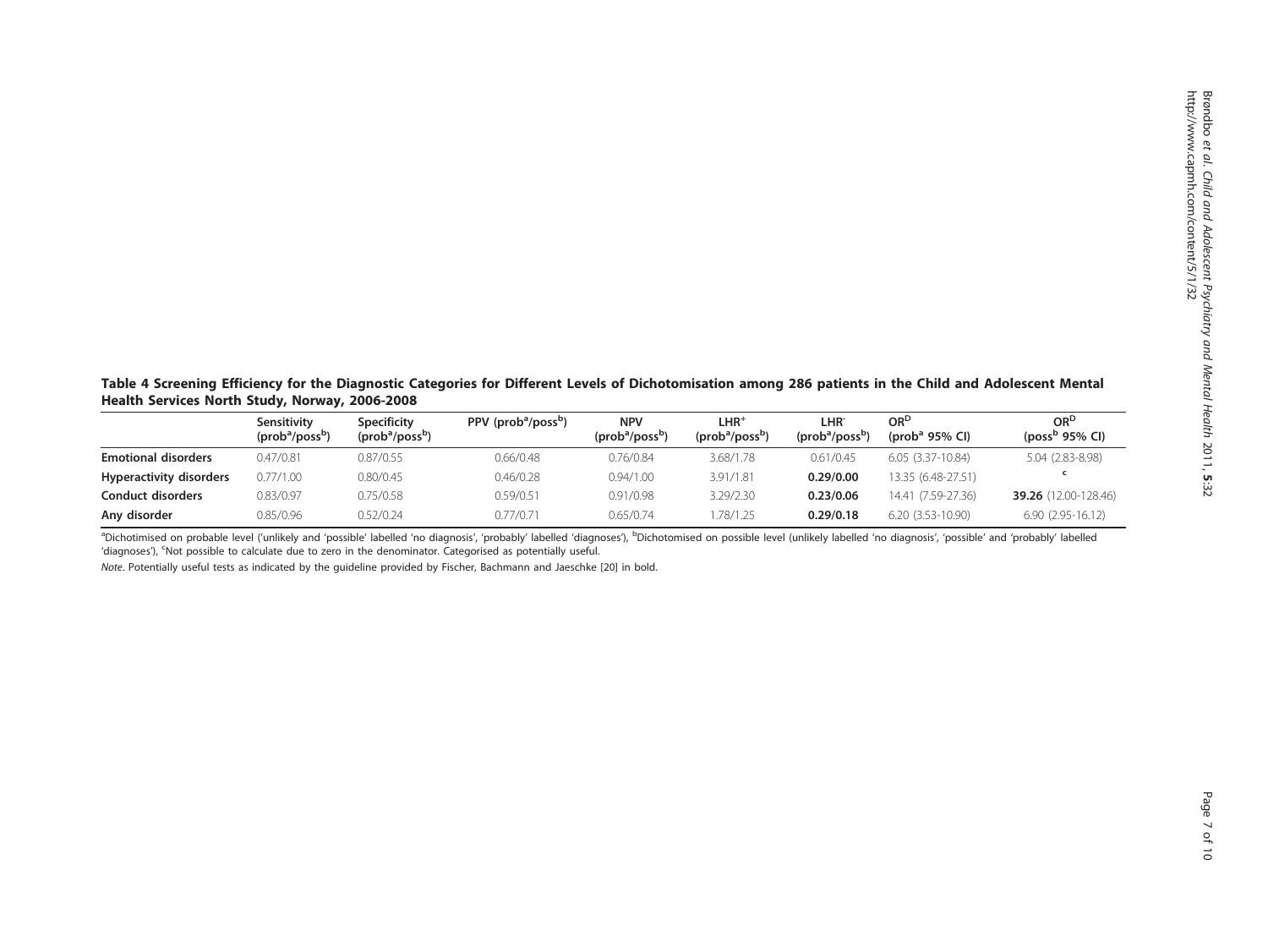**Table 4 Screening Efficiency for the Diagnostic Categories for Different Levels of Dichotomisation among 286 patients in the Child and Adolescent Mental Health Services North Study, Norway, 2006-2008**

| | Sensitivity (prob[a]/poss[b]) | Specificity (prob[a]/poss[b]) | PPV (prob[a]/poss[b]) | NPV (prob[a]/poss[b]) | $LHR^+$ (prob[a]/poss[b]) | $LHR^-$ (prob[a]/poss[b]) | $OR^D$ (prob[a] 95% CI) | $OR^D$ (poss[b] 95% CI) |
|---|---|---|---|---|---|---|---|---|
| **Emotional disorders** | 0.47/0.81 | 0.87/0.55 | 0.66/0.48 | 0.76/0.84 | 3.68/1.78 | 0.61/0.45 | 6.05 (3.37-10.84) | 5.04 (2.83-8.98) |
| **Hyperactivity disorders** | 0.77/1.00 | 0.80/0.45 | 0.46/0.28 | 0.94/1.00 | 3.91/1.81 | **0.29/0.00** | 13.35 (6.48-27.51) | [c] |
| **Conduct disorders** | 0.83/0.97 | 0.75/0.58 | 0.59/0.51 | 0.91/0.98 | 3.29/2.30 | **0.23/0.06** | 14.41 (7.59-27.36) | **39.26** (12.00-128.46) |
| **Any disorder** | 0.85/0.96 | 0.52/0.24 | 0.77/0.71 | 0.65/0.74 | 1.78/1.25 | **0.29/0.18** | 6.20 (3.53-10.90) | 6.90 (2.95-16.12) |

[a]Dichotimised on probable level ('unlikely and 'possible' labelled 'no diagnosis', 'probably' labelled 'diagnoses'), [b]Dichotomised on possible level (unlikely labelled 'no diagnosis', 'possible' and 'probably' labelled 'diagnoses'), [c]Not possible to calculate due to zero in the denominator. Categorised as potentially useful.

*Note*. Potentially useful tests as indicated by the guideline provided by Fischer, Bachmann and Jaeschke [20] in bold.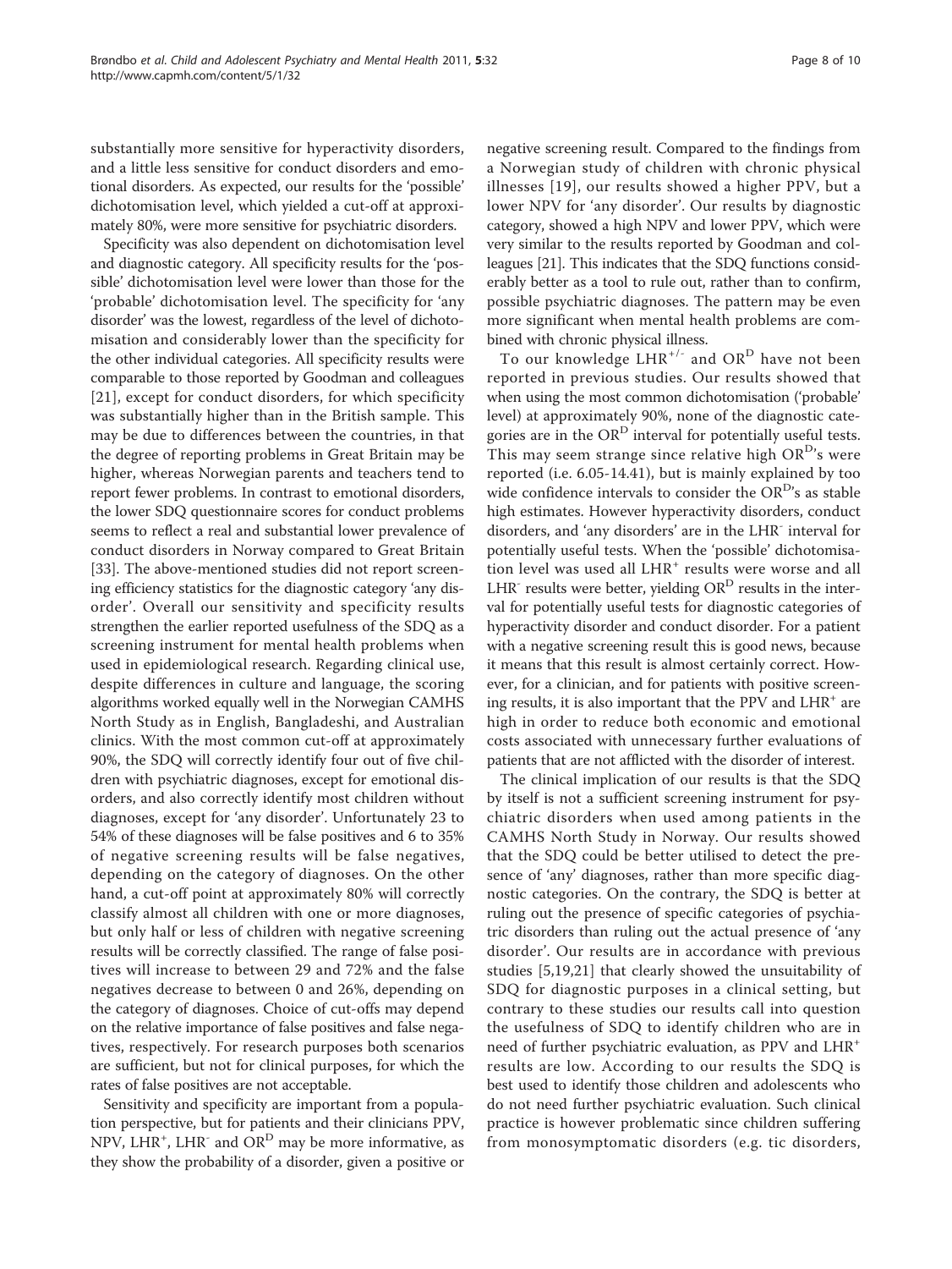substantially more sensitive for hyperactivity disorders, and a little less sensitive for conduct disorders and emotional disorders. As expected, our results for the 'possible' dichotomisation level, which yielded a cut-off at approximately 80%, were more sensitive for psychiatric disorders.

Specificity was also dependent on dichotomisation level and diagnostic category. All specificity results for the 'possible' dichotomisation level were lower than those for the 'probable' dichotomisation level. The specificity for 'any disorder' was the lowest, regardless of the level of dichotomisation and considerably lower than the specificity for the other individual categories. All specificity results were comparable to those reported by Goodman and colleagues [21], except for conduct disorders, for which specificity was substantially higher than in the British sample. This may be due to differences between the countries, in that the degree of reporting problems in Great Britain may be higher, whereas Norwegian parents and teachers tend to report fewer problems. In contrast to emotional disorders, the lower SDQ questionnaire scores for conduct problems seems to reflect a real and substantial lower prevalence of conduct disorders in Norway compared to Great Britain [33]. The above-mentioned studies did not report screening efficiency statistics for the diagnostic category 'any disorder'. Overall our sensitivity and specificity results strengthen the earlier reported usefulness of the SDQ as a screening instrument for mental health problems when used in epidemiological research. Regarding clinical use, despite differences in culture and language, the scoring algorithms worked equally well in the Norwegian CAMHS North Study as in English, Bangladeshi, and Australian clinics. With the most common cut-off at approximately 90%, the SDQ will correctly identify four out of five children with psychiatric diagnoses, except for emotional disorders, and also correctly identify most children without diagnoses, except for 'any disorder'. Unfortunately 23 to 54% of these diagnoses will be false positives and 6 to 35% of negative screening results will be false negatives, depending on the category of diagnoses. On the other hand, a cut-off point at approximately 80% will correctly classify almost all children with one or more diagnoses, but only half or less of children with negative screening results will be correctly classified. The range of false positives will increase to between 29 and 72% and the false negatives decrease to between 0 and 26%, depending on the category of diagnoses. Choice of cut-offs may depend on the relative importance of false positives and false negatives, respectively. For research purposes both scenarios are sufficient, but not for clinical purposes, for which the rates of false positives are not acceptable.

Sensitivity and specificity are important from a population perspective, but for patients and their clinicians PPV, NPV, $LHR^{+}$, $LHR^{-}$ and $OR^{D}$ may be more informative, as they show the probability of a disorder, given a positive or negative screening result. Compared to the findings from a Norwegian study of children with chronic physical illnesses [19], our results showed a higher PPV, but a lower NPV for 'any disorder'. Our results by diagnostic category, showed a high NPV and lower PPV, which were very similar to the results reported by Goodman and colleagues [21]. This indicates that the SDQ functions considerably better as a tool to rule out, rather than to confirm, possible psychiatric diagnoses. The pattern may be even more significant when mental health problems are combined with chronic physical illness.

To our knowledge $LHR^{+/-}$ and $OR^{D}$ have not been reported in previous studies. Our results showed that when using the most common dichotomisation ('probable' level) at approximately 90%, none of the diagnostic categories are in the $OR^{D}$ interval for potentially useful tests. This may seem strange since relative high $OR^{D}$'s were reported (i.e. 6.05-14.41), but is mainly explained by too wide confidence intervals to consider the $OR^{D}$'s as stable high estimates. However hyperactivity disorders, conduct disorders, and 'any disorders' are in the $LHR^{-}$ interval for potentially useful tests. When the 'possible' dichotomisation level was used all $LHR^{+}$ results were worse and all $LHR^{-}$ results were better, yielding $OR^{D}$ results in the interval for potentially useful tests for diagnostic categories of hyperactivity disorder and conduct disorder. For a patient with a negative screening result this is good news, because it means that this result is almost certainly correct. However, for a clinician, and for patients with positive screening results, it is also important that the PPV and $LHR^{+}$ are high in order to reduce both economic and emotional costs associated with unnecessary further evaluations of patients that are not afflicted with the disorder of interest.

The clinical implication of our results is that the SDQ by itself is not a sufficient screening instrument for psychiatric disorders when used among patients in the CAMHS North Study in Norway. Our results showed that the SDQ could be better utilised to detect the presence of 'any' diagnoses, rather than more specific diagnostic categories. On the contrary, the SDQ is better at ruling out the presence of specific categories of psychiatric disorders than ruling out the actual presence of 'any disorder'. Our results are in accordance with previous studies [5,19,21] that clearly showed the unsuitability of SDQ for diagnostic purposes in a clinical setting, but contrary to these studies our results call into question the usefulness of SDQ to identify children who are in need of further psychiatric evaluation, as PPV and $LHR^{+}$ results are low. According to our results the SDQ is best used to identify those children and adolescents who do not need further psychiatric evaluation. Such clinical practice is however problematic since children suffering from monosymptomatic disorders (e.g. tic disorders,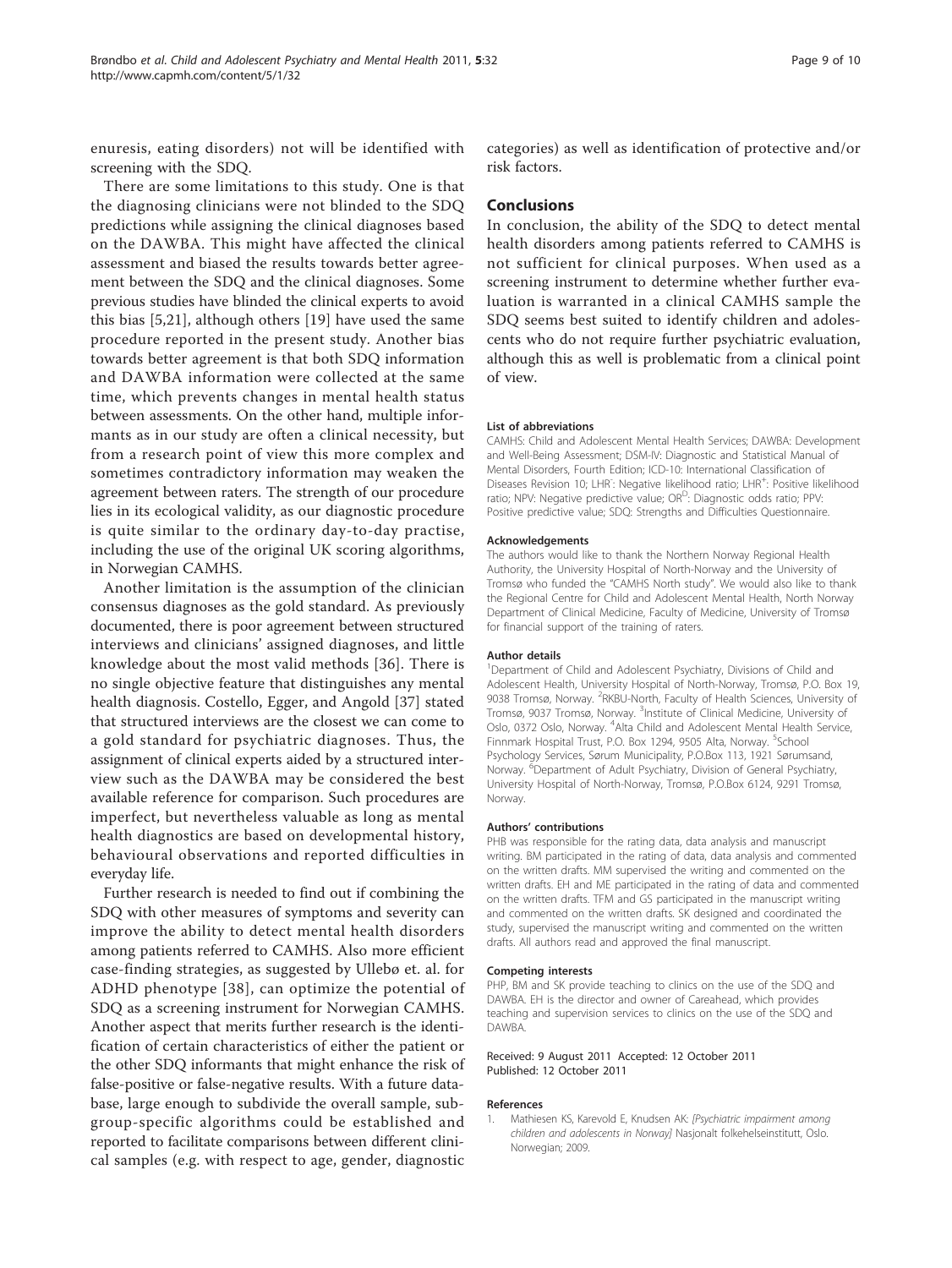enuresis, eating disorders) not will be identified with screening with the SDQ.

There are some limitations to this study. One is that the diagnosing clinicians were not blinded to the SDQ predictions while assigning the clinical diagnoses based on the DAWBA. This might have affected the clinical assessment and biased the results towards better agreement between the SDQ and the clinical diagnoses. Some previous studies have blinded the clinical experts to avoid this bias [5,21], although others [19] have used the same procedure reported in the present study. Another bias towards better agreement is that both SDQ information and DAWBA information were collected at the same time, which prevents changes in mental health status between assessments. On the other hand, multiple informants as in our study are often a clinical necessity, but from a research point of view this more complex and sometimes contradictory information may weaken the agreement between raters. The strength of our procedure lies in its ecological validity, as our diagnostic procedure is quite similar to the ordinary day-to-day practise, including the use of the original UK scoring algorithms, in Norwegian CAMHS.

Another limitation is the assumption of the clinician consensus diagnoses as the gold standard. As previously documented, there is poor agreement between structured interviews and clinicians' assigned diagnoses, and little knowledge about the most valid methods [36]. There is no single objective feature that distinguishes any mental health diagnosis. Costello, Egger, and Angold [37] stated that structured interviews are the closest we can come to a gold standard for psychiatric diagnoses. Thus, the assignment of clinical experts aided by a structured interview such as the DAWBA may be considered the best available reference for comparison. Such procedures are imperfect, but nevertheless valuable as long as mental health diagnostics are based on developmental history, behavioural observations and reported difficulties in everyday life.

Further research is needed to find out if combining the SDQ with other measures of symptoms and severity can improve the ability to detect mental health disorders among patients referred to CAMHS. Also more efficient case-finding strategies, as suggested by Ullebø et. al. for ADHD phenotype [38], can optimize the potential of SDQ as a screening instrument for Norwegian CAMHS. Another aspect that merits further research is the identification of certain characteristics of either the patient or the other SDQ informants that might enhance the risk of false-positive or false-negative results. With a future database, large enough to subdivide the overall sample, subgroup-specific algorithms could be established and reported to facilitate comparisons between different clinical samples (e.g. with respect to age, gender, diagnostic categories) as well as identification of protective and/or risk factors.

## Conclusions

In conclusion, the ability of the SDQ to detect mental health disorders among patients referred to CAMHS is not sufficient for clinical purposes. When used as a screening instrument to determine whether further evaluation is warranted in a clinical CAMHS sample the SDQ seems best suited to identify children and adolescents who do not require further psychiatric evaluation, although this as well is problematic from a clinical point of view.

#### List of abbreviations

CAMHS: Child and Adolescent Mental Health Services; DAWBA: Development and Well-Being Assessment; DSM-IV: Diagnostic and Statistical Manual of Mental Disorders, Fourth Edition; ICD-10: International Classification of Diseases Revision 10; $LHR^-$: Negative likelihood ratio; $LHR^+$: Positive likelihood ratio; NPV: Negative predictive value; $OR^D$: Diagnostic odds ratio; PPV: Positive predictive value; SDQ: Strengths and Difficulties Questionnaire.

#### Acknowledgements

The authors would like to thank the Northern Norway Regional Health Authority, the University Hospital of North-Norway and the University of Tromsø who funded the "CAMHS North study". We would also like to thank the Regional Centre for Child and Adolescent Mental Health, North Norway Department of Clinical Medicine, Faculty of Medicine, University of Tromsø for financial support of the training of raters.

#### Author details

[1]Department of Child and Adolescent Psychiatry, Divisions of Child and Adolescent Health, University Hospital of North-Norway, Tromsø, P.O. Box 19, 9038 Tromsø, Norway. [2]RKBU-North, Faculty of Health Sciences, University of Tromsø, 9037 Tromsø, Norway. [3]Institute of Clinical Medicine, University of Oslo, 0372 Oslo, Norway. [4]Alta Child and Adolescent Mental Health Service, Finnmark Hospital Trust, P.O. Box 1294, 9505 Alta, Norway. [5]School Psychology Services, Sørum Municipality, P.O.Box 113, 1921 Sørumsand, Norway. [6]Department of Adult Psychiatry, Division of General Psychiatry, University Hospital of North-Norway, Tromsø, P.O.Box 6124, 9291 Tromsø, Norway.

#### Authors' contributions

PHB was responsible for the rating data, data analysis and manuscript writing. BM participated in the rating of data, data analysis and commented on the written drafts. MM supervised the writing and commented on the written drafts. EH and ME participated in the rating of data and commented on the written drafts. TFM and GS participated in the manuscript writing and commented on the written drafts. SK designed and coordinated the study, supervised the manuscript writing and commented on the written drafts. All authors read and approved the final manuscript.

#### Competing interests

PHP, BM and SK provide teaching to clinics on the use of the SDQ and DAWBA. EH is the director and owner of Careahead, which provides teaching and supervision services to clinics on the use of the SDQ and DAWBA.

Received: 9 August 2011 Accepted: 12 October 2011
Published: 12 October 2011

#### References

1. Mathiesen KS, Karevold E, Knudsen AK: *[Psychiatric impairment among children and adolescents in Norway]* Nasjonalt folkehelseinstitutt, Oslo. Norwegian; 2009.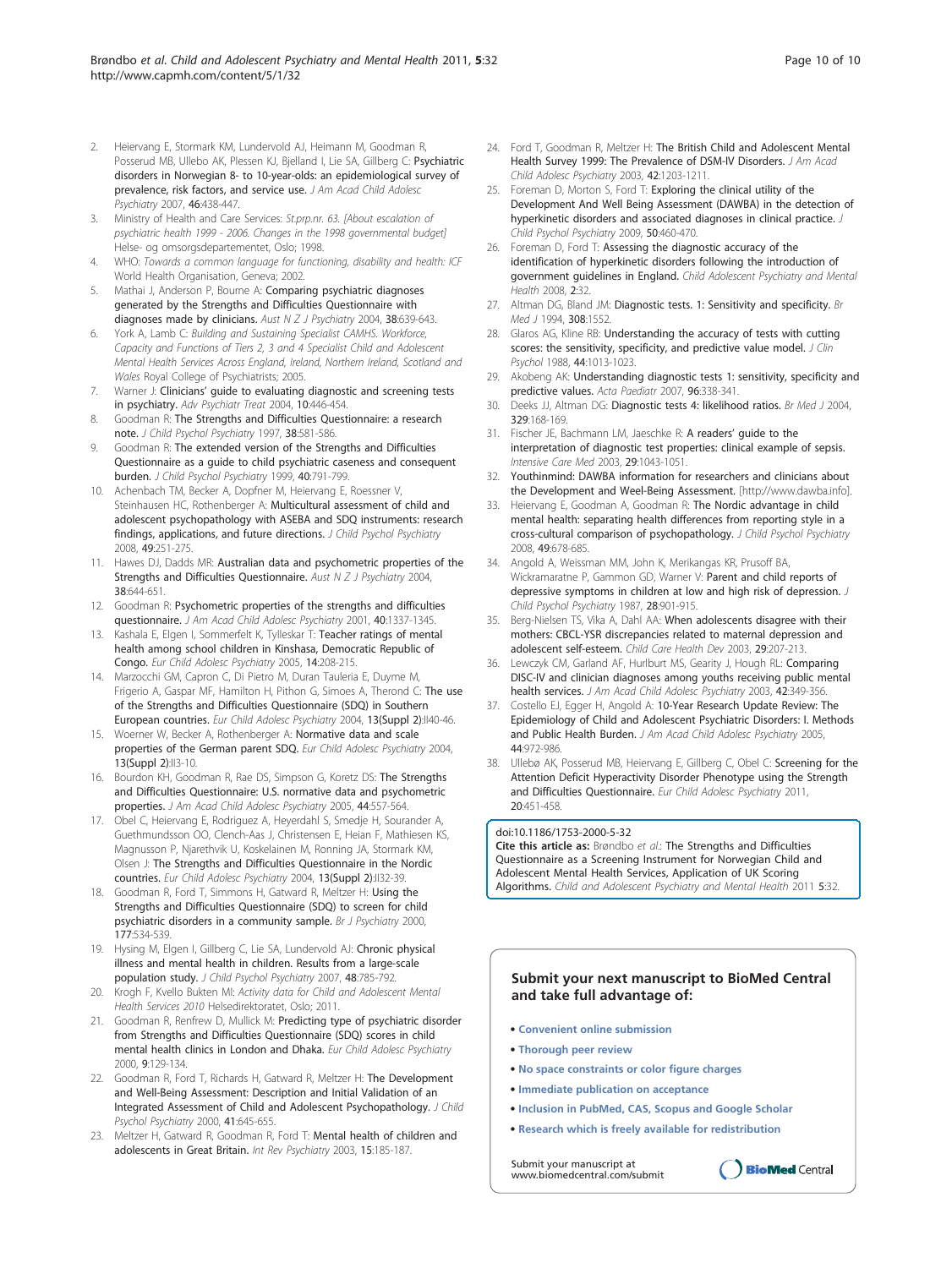2. Heiervang E, Stormark KM, Lundervold AJ, Heimann M, Goodman R, Posserud MB, Ullebo AK, Plessen KJ, Bjelland I, Lie SA, Gillberg C: **Psychiatric disorders in Norwegian 8- to 10-year-olds: an epidemiological survey of prevalence, risk factors, and service use.** *J Am Acad Child Adolesc Psychiatry* 2007, **46**:438-447.
3. Ministry of Health and Care Services: *St.prp.nr. 63. [About escalation of psychiatric health 1999 - 2006. Changes in the 1998 governmental budget]* Helse- og omsorgsdepartementet, Oslo; 1998.
4. WHO: *Towards a common language for functioning, disability and health: ICF* World Health Organisation, Geneva; 2002.
5. Mathai J, Anderson P, Bourne A: **Comparing psychiatric diagnoses generated by the Strengths and Difficulties Questionnaire with diagnoses made by clinicians.** *Aust N Z J Psychiatry* 2004, **38**:639-643.
6. York A, Lamb C: *Building and Sustaining Specialist CAMHS. Workforce, Capacity and Functions of Tiers 2, 3 and 4 Specialist Child and Adolescent Mental Health Services Across England, Ireland, Northern Ireland, Scotland and Wales* Royal College of Psychiatrists; 2005.
7. Warner J: **Clinicians' guide to evaluating diagnostic and screening tests in psychiatry.** *Adv Psychiatr Treat* 2004, **10**:446-454.
8. Goodman R: **The Strengths and Difficulties Questionnaire: a research note.** *J Child Psychol Psychiatry* 1997, **38**:581-586.
9. Goodman R: **The extended version of the Strengths and Difficulties Questionnaire as a guide to child psychiatric caseness and consequent burden.** *J Child Psychol Psychiatry* 1999, **40**:791-799.
10. Achenbach TM, Becker A, Dopfner M, Heiervang E, Roessner V, Steinhausen HC, Rothenberger A: **Multicultural assessment of child and adolescent psychopathology with ASEBA and SDQ instruments: research findings, applications, and future directions.** *J Child Psychol Psychiatry* 2008, **49**:251-275.
11. Hawes DJ, Dadds MR: **Australian data and psychometric properties of the Strengths and Difficulties Questionnaire.** *Aust N Z J Psychiatry* 2004, **38**:644-651.
12. Goodman R: **Psychometric properties of the strengths and difficulties questionnaire.** *J Am Acad Child Adolesc Psychiatry* 2001, **40**:1337-1345.
13. Kashala E, Elgen I, Sommerfelt K, Tylleskar T: **Teacher ratings of mental health among school children in Kinshasa, Democratic Republic of Congo.** *Eur Child Adolesc Psychiatry* 2005, **14**:208-215.
14. Marzocchi GM, Capron C, Di Pietro M, Duran Tauleria E, Duyme M, Frigerio A, Gaspar MF, Hamilton H, Pithon G, Simoes A, Therond C: **The use of the Strengths and Difficulties Questionnaire (SDQ) in Southern European countries.** *Eur Child Adolesc Psychiatry* 2004, **13(Suppl 2)**:II40-46.
15. Woerner W, Becker A, Rothenberger A: **Normative data and scale properties of the German parent SDQ.** *Eur Child Adolesc Psychiatry* 2004, **13(Suppl 2)**:II3-10.
16. Bourdon KH, Goodman R, Rae DS, Simpson G, Koretz DS: **The Strengths and Difficulties Questionnaire: U.S. normative data and psychometric properties.** *J Am Acad Child Adolesc Psychiatry* 2005, **44**:557-564.
17. Obel C, Heiervang E, Rodriguez A, Heyerdahl S, Smedje H, Sourander A, Guethmundsson OO, Clench-Aas J, Christensen E, Heian F, Mathiesen KS, Magnusson P, Njarethvik U, Koskelainen M, Ronning JA, Stormark KM, Olsen J: **The Strengths and Difficulties Questionnaire in the Nordic countries.** *Eur Child Adolesc Psychiatry* 2004, **13(Suppl 2)**:II32-39.
18. Goodman R, Ford T, Simmons H, Gatward R, Meltzer H: **Using the Strengths and Difficulties Questionnaire (SDQ) to screen for child psychiatric disorders in a community sample.** *Br J Psychiatry* 2000, **177**:534-539.
19. Hysing M, Elgen I, Gillberg C, Lie SA, Lundervold AJ: **Chronic physical illness and mental health in children. Results from a large-scale population study.** *J Child Psychol Psychiatry* 2007, **48**:785-792.
20. Krogh F, Kvello Bukten MI: *Activity data for Child and Adolescent Mental Health Services 2010* Helsedirektoratet, Oslo; 2011.
21. Goodman R, Renfrew D, Mullick M: **Predicting type of psychiatric disorder from Strengths and Difficulties Questionnaire (SDQ) scores in child mental health clinics in London and Dhaka.** *Eur Child Adolesc Psychiatry* 2000, **9**:129-134.
22. Goodman R, Ford T, Richards H, Gatward R, Meltzer H: **The Development and Well-Being Assessment: Description and Initial Validation of an Integrated Assessment of Child and Adolescent Psychopathology.** *J Child Psychol Psychiatry* 2000, **41**:645-655.
23. Meltzer H, Gatward R, Goodman R, Ford T: **Mental health of children and adolescents in Great Britain.** *Int Rev Psychiatry* 2003, **15**:185-187.
24. Ford T, Goodman R, Meltzer H: **The British Child and Adolescent Mental Health Survey 1999: The Prevalence of DSM-IV Disorders.** *J Am Acad Child Adolesc Psychiatry* 2003, **42**:1203-1211.
25. Foreman D, Morton S, Ford T: **Exploring the clinical utility of the Development And Well Being Assessment (DAWBA) in the detection of hyperkinetic disorders and associated diagnoses in clinical practice.** *J Child Psychol Psychiatry* 2009, **50**:460-470.
26. Foreman D, Ford T: **Assessing the diagnostic accuracy of the identification of hyperkinetic disorders following the introduction of government guidelines in England.** *Child Adolescent Psychiatry and Mental Health* 2008, **2**:32.
27. Altman DG, Bland JM: **Diagnostic tests. 1: Sensitivity and specificity.** *Br Med J* 1994, **308**:1552.
28. Glaros AG, Kline RB: **Understanding the accuracy of tests with cutting scores: the sensitivity, specificity, and predictive value model.** *J Clin Psychol* 1988, **44**:1013-1023.
29. Akobeng AK: **Understanding diagnostic tests 1: sensitivity, specificity and predictive values.** *Acta Paediatr* 2007, **96**:338-341.
30. Deeks JJ, Altman DG: **Diagnostic tests 4: likelihood ratios.** *Br Med J* 2004, **329**:168-169.
31. Fischer JE, Bachmann LM, Jaeschke R: **A readers' guide to the interpretation of diagnostic test properties: clinical example of sepsis.** *Intensive Care Med* 2003, **29**:1043-1051.
32. Youthinmind: **DAWBA information for researchers and clinicians about the Development and Weel-Being Assessment.** [http://www.dawba.info].
33. Heiervang E, Goodman A, Goodman R: **The Nordic advantage in child mental health: separating health differences from reporting style in a cross-cultural comparison of psychopathology.** *J Child Psychol Psychiatry* 2008, **49**:678-685.
34. Angold A, Weissman MM, John K, Merikangas KR, Prusoff BA, Wickramaratne P, Gammon GD, Warner V: **Parent and child reports of depressive symptoms in children at low and high risk of depression.** *J Child Psychol Psychiatry* 1987, **28**:901-915.
35. Berg-Nielsen TS, Vika A, Dahl AA: **When adolescents disagree with their mothers: CBCL-YSR discrepancies related to maternal depression and adolescent self-esteem.** *Child Care Health Dev* 2003, **29**:207-213.
36. Lewczyk CM, Garland AF, Hurlburt MS, Gearity J, Hough RL: **Comparing DISC-IV and clinician diagnoses among youths receiving public mental health services.** *J Am Acad Child Adolesc Psychiatry* 2003, **42**:349-356.
37. Costello EJ, Egger H, Angold A: **10-Year Research Update Review: The Epidemiology of Child and Adolescent Psychiatric Disorders: I. Methods and Public Health Burden.** *J Am Acad Child Adolesc Psychiatry* 2005, **44**:972-986.
38. Ullebø AK, Posserud MB, Heiervang E, Gillberg C, Obel C: **Screening for the Attention Deficit Hyperactivity Disorder Phenotype using the Strength and Difficulties Questionnaire.** *Eur Child Adolesc Psychiatry* 2011, **20**:451-458.

doi:10.1186/1753-2000-5-32

**Cite this article as:** Brøndbo *et al.*: The Strengths and Difficulties Questionnaire as a Screening Instrument for Norwegian Child and Adolescent Mental Health Services, Application of UK Scoring Algorithms. *Child and Adolescent Psychiatry and Mental Health* 2011 **5**:32.

**Submit your next manuscript to BioMed Central and take full advantage of:**

- **Convenient online submission**
- **Thorough peer review**
- **No space constraints or color figure charges**
- **Immediate publication on acceptance**
- **Inclusion in PubMed, CAS, Scopus and Google Scholar**
- **Research which is freely available for redistribution**

Submit your manuscript at www.biomedcentral.com/submit

BioMed Central